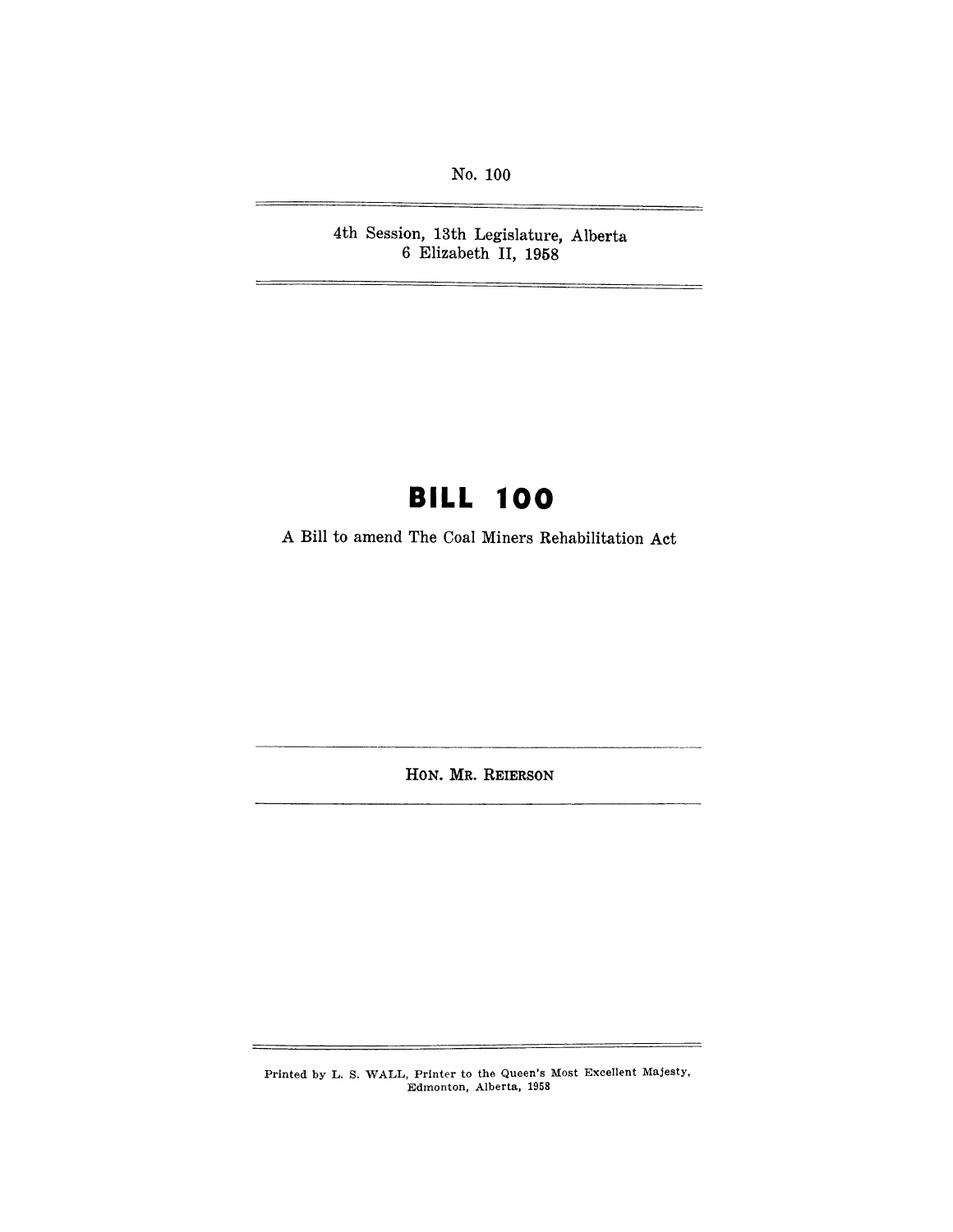No. 100

4th Session, 13th Legislature, Alberta
6 Elizabeth II, 1958

# BILL 100

A Bill to amend The Coal Miners Rehabilitation Act

HON. MR. REIERSON

Printed by L. S. WALL, Printer to the Queen's Most Excellent Majesty, Edmonton, Alberta, 1958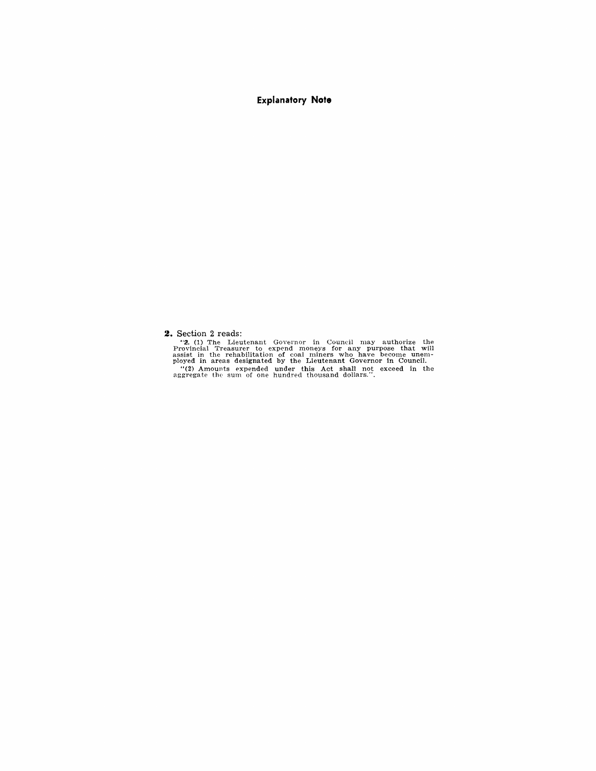## Explanatory Note

**2.** Section 2 reads:

"**2.** (1) The Lieutenant Governor in Council may authorize the Provincial Treasurer to expend moneys for any purpose that will assist in the rehabilitation of coal miners who have become unemployed in areas designated by the Lieutenant Governor in Council.

"(2) Amounts expended under this Act shall not exceed in the aggregate the sum of one hundred thousand dollars.".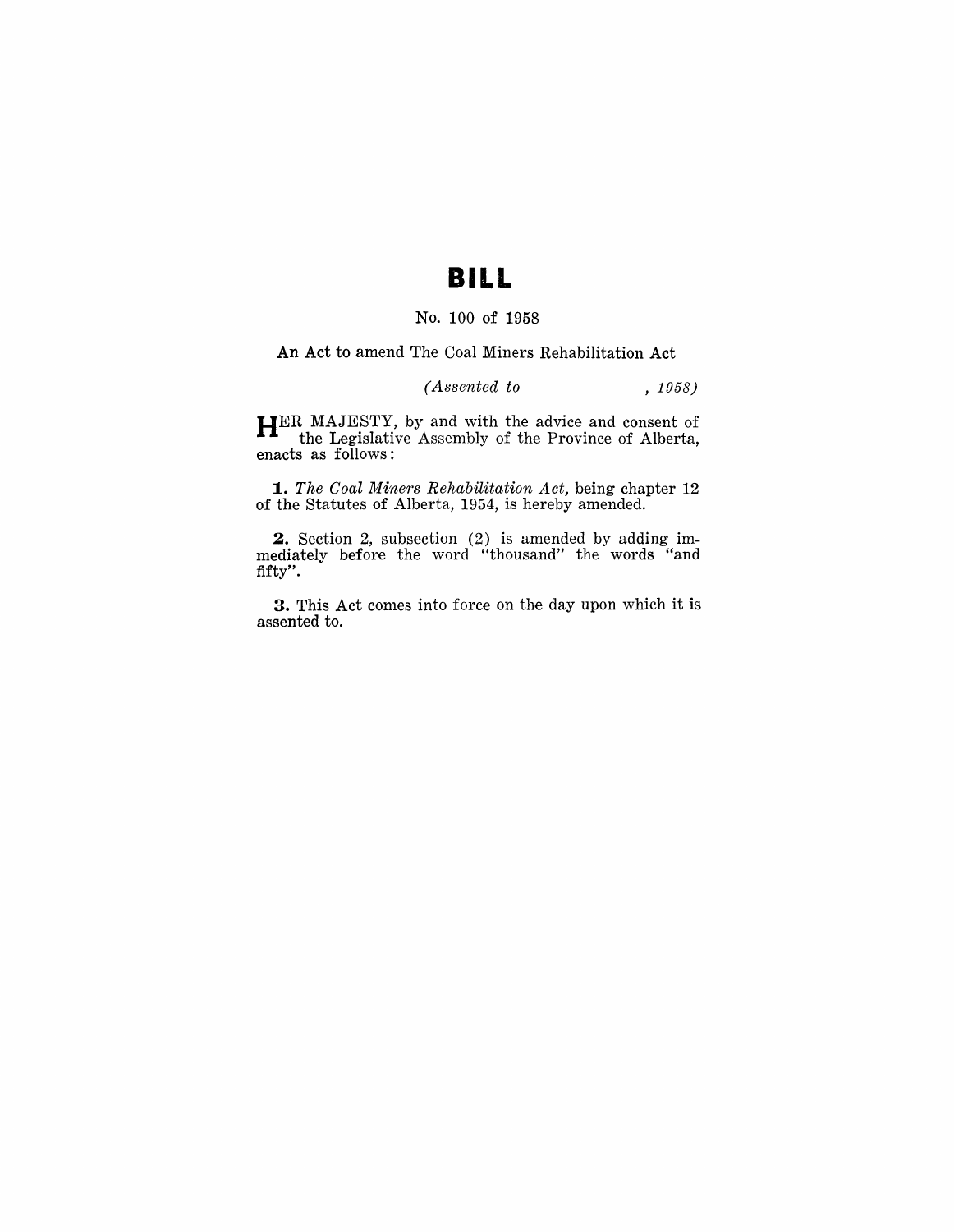# BILL

No. 100 of 1958

An Act to amend The Coal Miners Rehabilitation Act

*(Assented to , 1958)*

HER MAJESTY, by and with the advice and consent of the Legislative Assembly of the Province of Alberta, enacts as follows:

**1.** *The Coal Miners Rehabilitation Act,* being chapter 12 of the Statutes of Alberta, 1954, is hereby amended.

**2.** Section 2, subsection (2) is amended by adding immediately before the word "thousand" the words "and fifty".

**3.** This Act comes into force on the day upon which it is assented to.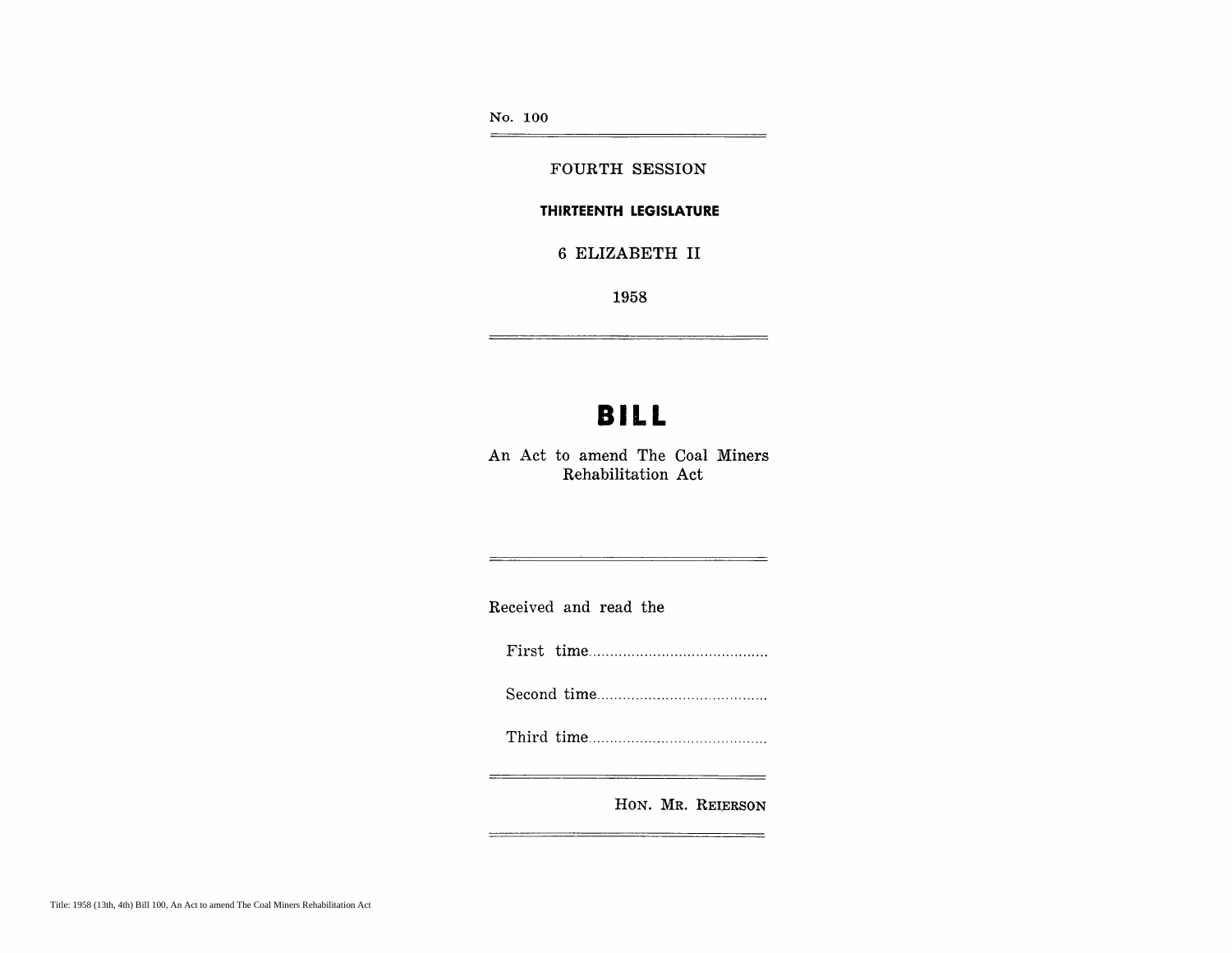No. 100

FOURTH SESSION

**THIRTEENTH LEGISLATURE**

6 ELIZABETH II

1958

# BILL

An Act to amend The Coal Miners Rehabilitation Act

Received and read the

First time.........................................

Second time.......................................

Third time.........................................

HON. MR. REIERSON

Title: 1958 (13th, 4th) Bill 100, An Act to amend The Coal Miners Rehabilitation Act